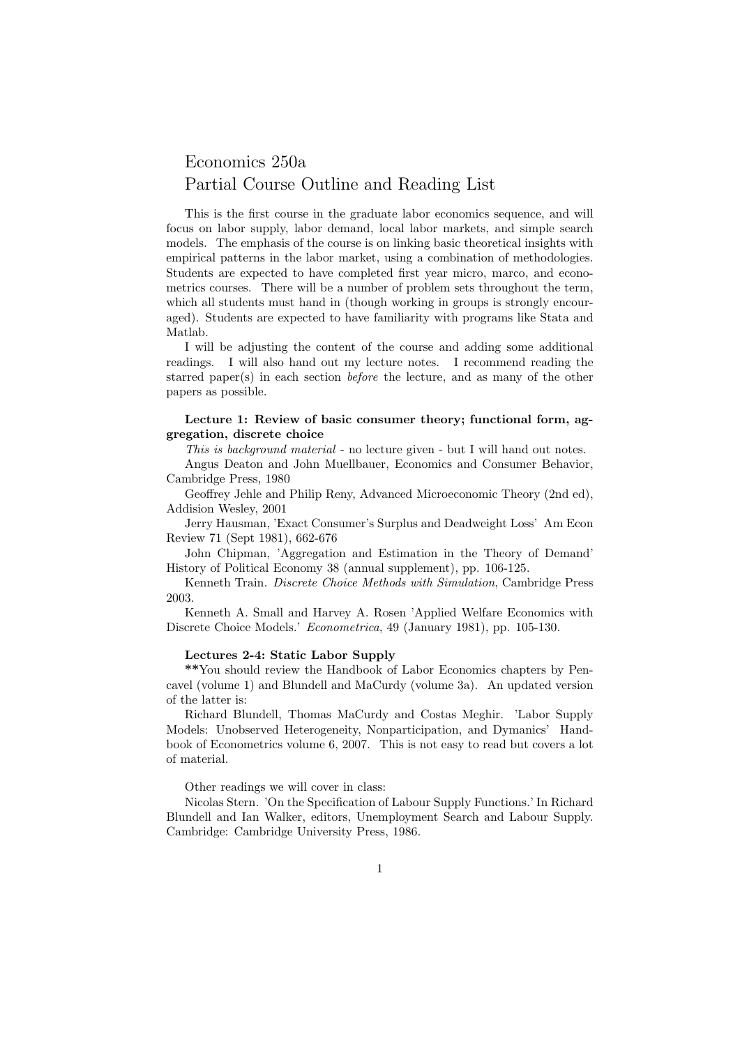# Economics 250a
## Partial Course Outline and Reading List

This is the first course in the graduate labor economics sequence, and will focus on labor supply, labor demand, local labor markets, and simple search models. The emphasis of the course is on linking basic theoretical insights with empirical patterns in the labor market, using a combination of methodologies. Students are expected to have completed first year micro, marco, and econometrics courses. There will be a number of problem sets throughout the term, which all students must hand in (though working in groups is strongly encouraged). Students are expected to have familiarity with programs like Stata and Matlab.

I will be adjusting the content of the course and adding some additional readings. I will also hand out my lecture notes. I recommend reading the starred paper(s) in each section *before* the lecture, and as many of the other papers as possible.

**Lecture 1: Review of basic consumer theory; functional form, aggregation, discrete choice**

*This is background material* - no lecture given - but I will hand out notes.

Angus Deaton and John Muellbauer, Economics and Consumer Behavior, Cambridge Press, 1980

Geoffrey Jehle and Philip Reny, Advanced Microeconomic Theory (2nd ed), Addision Wesley, 2001

Jerry Hausman, 'Exact Consumer's Surplus and Deadweight Loss' Am Econ Review 71 (Sept 1981), 662-676

John Chipman, 'Aggregation and Estimation in the Theory of Demand' History of Political Economy 38 (annual supplement), pp. 106-125.

Kenneth Train. *Discrete Choice Methods with Simulation*, Cambridge Press 2003.

Kenneth A. Small and Harvey A. Rosen 'Applied Welfare Economics with Discrete Choice Models.' *Econometrica*, 49 (January 1981), pp. 105-130.

**Lectures 2-4: Static Labor Supply**

**You should review the Handbook of Labor Economics chapters by Pencavel (volume 1) and Blundell and MaCurdy (volume 3a). An updated version of the latter is:

Richard Blundell, Thomas MaCurdy and Costas Meghir. 'Labor Supply Models: Unobserved Heterogeneity, Nonparticipation, and Dymanics' Handbook of Econometrics volume 6, 2007. This is not easy to read but covers a lot of material.

Other readings we will cover in class:

Nicolas Stern. 'On the Specification of Labour Supply Functions.' In Richard Blundell and Ian Walker, editors, Unemployment Search and Labour Supply. Cambridge: Cambridge University Press, 1986.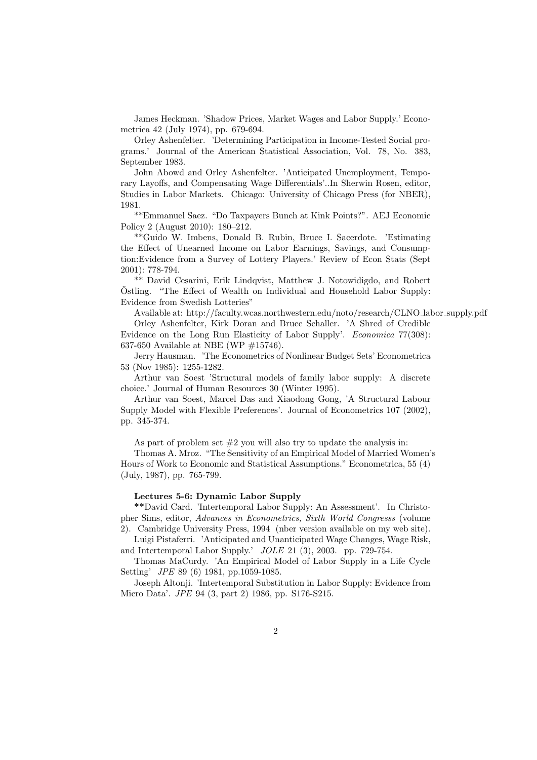James Heckman. 'Shadow Prices, Market Wages and Labor Supply.' Econometrica 42 (July 1974), pp. 679-694.

Orley Ashenfelter. 'Determining Participation in Income-Tested Social programs.' Journal of the American Statistical Association, Vol. 78, No. 383, September 1983.

John Abowd and Orley Ashenfelter. 'Anticipated Unemployment, Temporary Layoffs, and Compensating Wage Differentials'..In Sherwin Rosen, editor, Studies in Labor Markets. Chicago: University of Chicago Press (for NBER), 1981.

**Emmanuel Saez. "Do Taxpayers Bunch at Kink Points?". AEJ Economic Policy 2 (August 2010): 180–212.

**Guido W. Imbens, Donald B. Rubin, Bruce I. Sacerdote. 'Estimating the Effect of Unearned Income on Labor Earnings, Savings, and Consumption:Evidence from a Survey of Lottery Players.' Review of Econ Stats (Sept 2001): 778-794.

** David Cesarini, Erik Lindqvist, Matthew J. Notowidigdo, and Robert Östling. "The Effect of Wealth on Individual and Household Labor Supply: Evidence from Swedish Lotteries"

Available at: http://faculty.wcas.northwestern.edu/noto/research/CLNO_labor_supply.pdf

Orley Ashenfelter, Kirk Doran and Bruce Schaller. 'A Shred of Credible Evidence on the Long Run Elasticity of Labor Supply'. *Economica* 77(308): 637-650 Available at NBE (WP #15746).

Jerry Hausman. 'The Econometrics of Nonlinear Budget Sets' Econometrica 53 (Nov 1985): 1255-1282.

Arthur van Soest 'Structural models of family labor supply: A discrete choice.' Journal of Human Resources 30 (Winter 1995).

Arthur van Soest, Marcel Das and Xiaodong Gong, 'A Structural Labour Supply Model with Flexible Preferences'. Journal of Econometrics 107 (2002), pp. 345-374.

As part of problem set #2 you will also try to update the analysis in:

Thomas A. Mroz. "The Sensitivity of an Empirical Model of Married Women's Hours of Work to Economic and Statistical Assumptions." Econometrica, 55 (4) (July, 1987), pp. 765-799.

**Lectures 5-6: Dynamic Labor Supply**

**David Card. 'Intertemporal Labor Supply: An Assessment'. In Christopher Sims, editor, *Advances in Econometrics, Sixth World Congresss* (volume 2). Cambridge University Press, 1994 (nber version available on my web site).

Luigi Pistaferri. 'Anticipated and Unanticipated Wage Changes, Wage Risk, and Intertemporal Labor Supply.' *JOLE* 21 (3), 2003. pp. 729-754.

Thomas MaCurdy. 'An Empirical Model of Labor Supply in a Life Cycle Setting' *JPE* 89 (6) 1981, pp.1059-1085.

Joseph Altonji. 'Intertemporal Substitution in Labor Supply: Evidence from Micro Data'. *JPE* 94 (3, part 2) 1986, pp. S176-S215.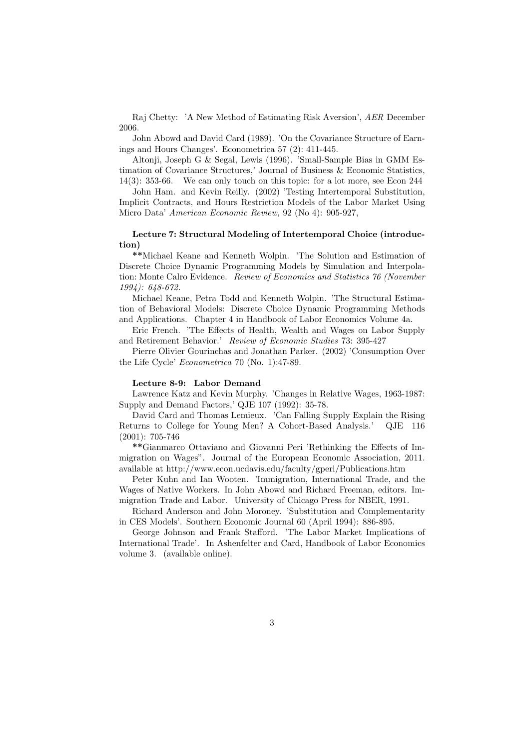Raj Chetty: 'A New Method of Estimating Risk Aversion', *AER* December 2006.

John Abowd and David Card (1989). 'On the Covariance Structure of Earnings and Hours Changes'. Econometrica 57 (2): 411-445.

Altonji, Joseph G & Segal, Lewis (1996). 'Small-Sample Bias in GMM Estimation of Covariance Structures,' Journal of Business & Economic Statistics, 14(3): 353-66. We can only touch on this topic: for a lot more, see Econ 244

John Ham. and Kevin Reilly. (2002) 'Testing Intertemporal Substitution, Implicit Contracts, and Hours Restriction Models of the Labor Market Using Micro Data' *American Economic Review,* 92 (No 4): 905-927,

**Lecture 7: Structural Modeling of Intertemporal Choice (introduction)**

**Michael Keane and Kenneth Wolpin. 'The Solution and Estimation of Discrete Choice Dynamic Programming Models by Simulation and Interpolation: Monte Calro Evidence. *Review of Economics and Statistics 76 (November 1994): 648-672.*

Michael Keane, Petra Todd and Kenneth Wolpin. 'The Structural Estimation of Behavioral Models: Discrete Choice Dynamic Programming Methods and Applications. Chapter 4 in Handbook of Labor Economics Volume 4a.

Eric French. 'The Effects of Health, Wealth and Wages on Labor Supply and Retirement Behavior.' *Review of Economic Studies* 73: 395-427

Pierre Olivier Gourinchas and Jonathan Parker. (2002) 'Consumption Over the Life Cycle' *Econometrica* 70 (No. 1):47-89.

**Lecture 8-9: Labor Demand**

Lawrence Katz and Kevin Murphy. 'Changes in Relative Wages, 1963-1987: Supply and Demand Factors,' QJE 107 (1992): 35-78.

David Card and Thomas Lemieux. 'Can Falling Supply Explain the Rising Returns to College for Young Men? A Cohort-Based Analysis.' QJE 116 (2001): 705-746

**Gianmarco Ottaviano and Giovanni Peri 'Rethinking the Effects of Immigration on Wages". Journal of the European Economic Association, 2011. available at http://www.econ.ucdavis.edu/faculty/gperi/Publications.htm

Peter Kuhn and Ian Wooten. 'Immigration, International Trade, and the Wages of Native Workers. In John Abowd and Richard Freeman, editors. Immigration Trade and Labor. University of Chicago Press for NBER, 1991.

Richard Anderson and John Moroney. 'Substitution and Complementarity in CES Models'. Southern Economic Journal 60 (April 1994): 886-895.

George Johnson and Frank Stafford. 'The Labor Market Implications of International Trade'. In Ashenfelter and Card, Handbook of Labor Economics volume 3. (available online).